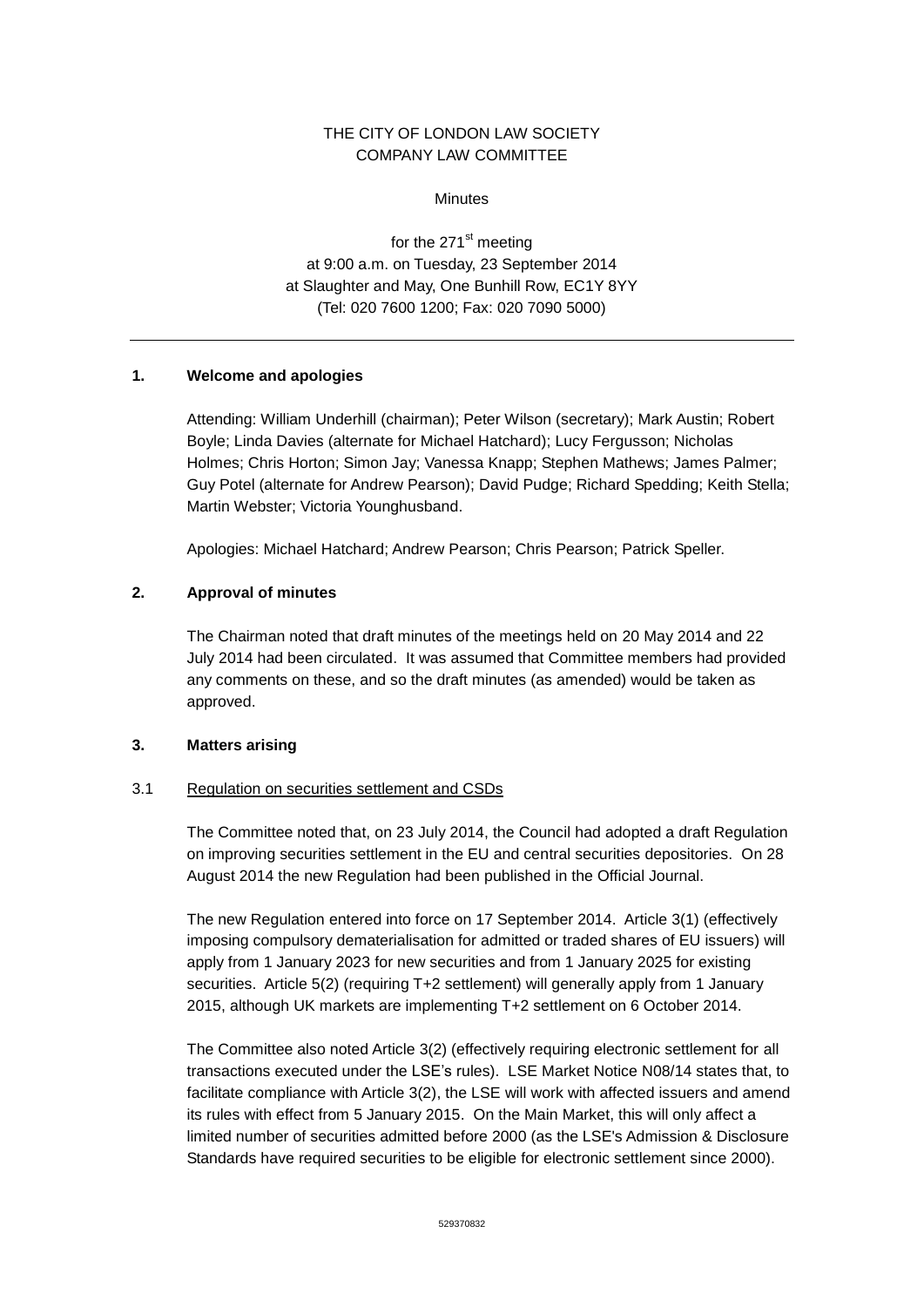THE CITY OF LONDON LAW SOCIETY
COMPANY LAW COMMITTEE

Minutes

for the 271st meeting
at 9:00 a.m. on Tuesday, 23 September 2014
at Slaughter and May, One Bunhill Row, EC1Y 8YY
(Tel: 020 7600 1200; Fax: 020 7090 5000)

---

## 1. Welcome and apologies

Attending: William Underhill (chairman); Peter Wilson (secretary); Mark Austin; Robert Boyle; Linda Davies (alternate for Michael Hatchard); Lucy Fergusson; Nicholas Holmes; Chris Horton; Simon Jay; Vanessa Knapp; Stephen Mathews; James Palmer; Guy Potel (alternate for Andrew Pearson); David Pudge; Richard Spedding; Keith Stella; Martin Webster; Victoria Younghusband.

Apologies: Michael Hatchard; Andrew Pearson; Chris Pearson; Patrick Speller.

## 2. Approval of minutes

The Chairman noted that draft minutes of the meetings held on 20 May 2014 and 22 July 2014 had been circulated. It was assumed that Committee members had provided any comments on these, and so the draft minutes (as amended) would be taken as approved.

## 3. Matters arising

### 3.1 Regulation on securities settlement and CSDs

The Committee noted that, on 23 July 2014, the Council had adopted a draft Regulation on improving securities settlement in the EU and central securities depositories. On 28 August 2014 the new Regulation had been published in the Official Journal.

The new Regulation entered into force on 17 September 2014. Article 3(1) (effectively imposing compulsory dematerialisation for admitted or traded shares of EU issuers) will apply from 1 January 2023 for new securities and from 1 January 2025 for existing securities. Article 5(2) (requiring T+2 settlement) will generally apply from 1 January 2015, although UK markets are implementing T+2 settlement on 6 October 2014.

The Committee also noted Article 3(2) (effectively requiring electronic settlement for all transactions executed under the LSE's rules). LSE Market Notice N08/14 states that, to facilitate compliance with Article 3(2), the LSE will work with affected issuers and amend its rules with effect from 5 January 2015. On the Main Market, this will only affect a limited number of securities admitted before 2000 (as the LSE's Admission & Disclosure Standards have required securities to be eligible for electronic settlement since 2000).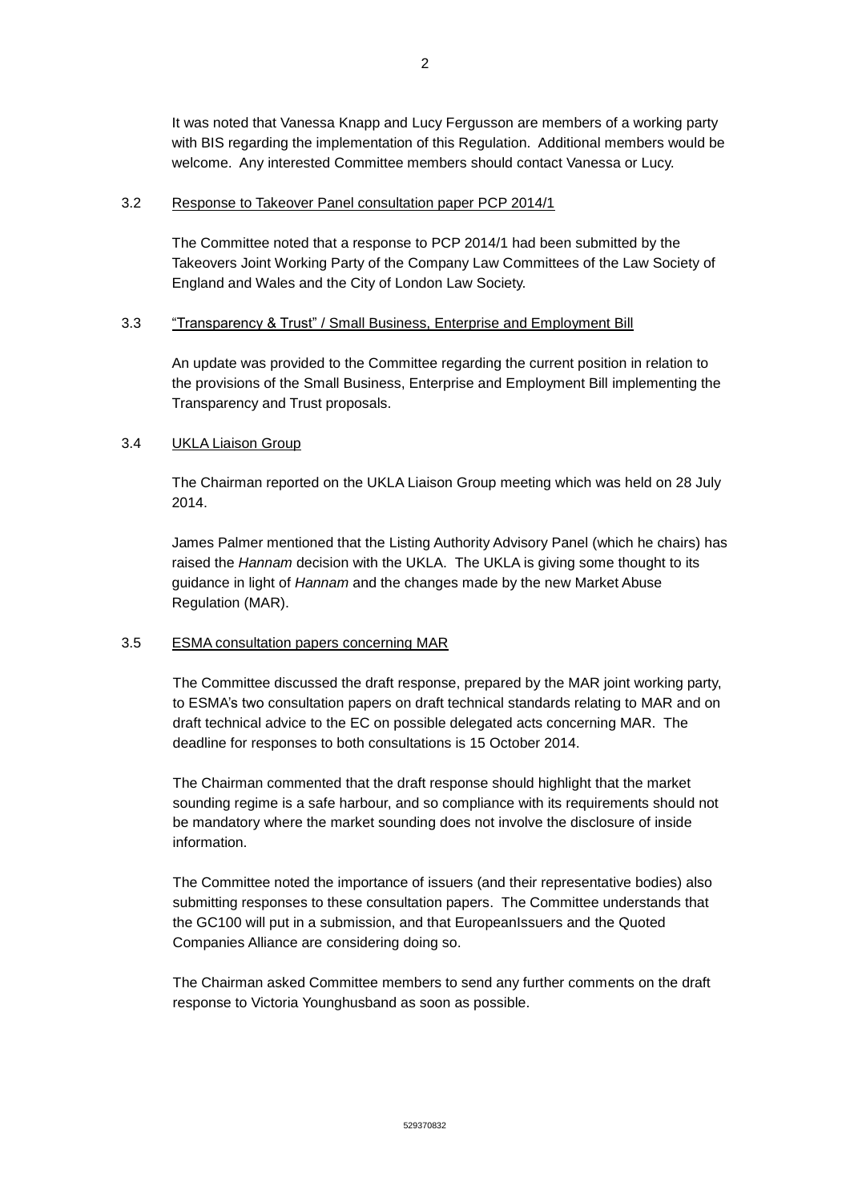It was noted that Vanessa Knapp and Lucy Fergusson are members of a working party with BIS regarding the implementation of this Regulation. Additional members would be welcome. Any interested Committee members should contact Vanessa or Lucy.

3.2 Response to Takeover Panel consultation paper PCP 2014/1

The Committee noted that a response to PCP 2014/1 had been submitted by the Takeovers Joint Working Party of the Company Law Committees of the Law Society of England and Wales and the City of London Law Society.

3.3 "Transparency & Trust" / Small Business, Enterprise and Employment Bill

An update was provided to the Committee regarding the current position in relation to the provisions of the Small Business, Enterprise and Employment Bill implementing the Transparency and Trust proposals.

3.4 UKLA Liaison Group

The Chairman reported on the UKLA Liaison Group meeting which was held on 28 July 2014.

James Palmer mentioned that the Listing Authority Advisory Panel (which he chairs) has raised the *Hannam* decision with the UKLA. The UKLA is giving some thought to its guidance in light of *Hannam* and the changes made by the new Market Abuse Regulation (MAR).

3.5 ESMA consultation papers concerning MAR

The Committee discussed the draft response, prepared by the MAR joint working party, to ESMA's two consultation papers on draft technical standards relating to MAR and on draft technical advice to the EC on possible delegated acts concerning MAR. The deadline for responses to both consultations is 15 October 2014.

The Chairman commented that the draft response should highlight that the market sounding regime is a safe harbour, and so compliance with its requirements should not be mandatory where the market sounding does not involve the disclosure of inside information.

The Committee noted the importance of issuers (and their representative bodies) also submitting responses to these consultation papers. The Committee understands that the GC100 will put in a submission, and that EuropeanIssuers and the Quoted Companies Alliance are considering doing so.

The Chairman asked Committee members to send any further comments on the draft response to Victoria Younghusband as soon as possible.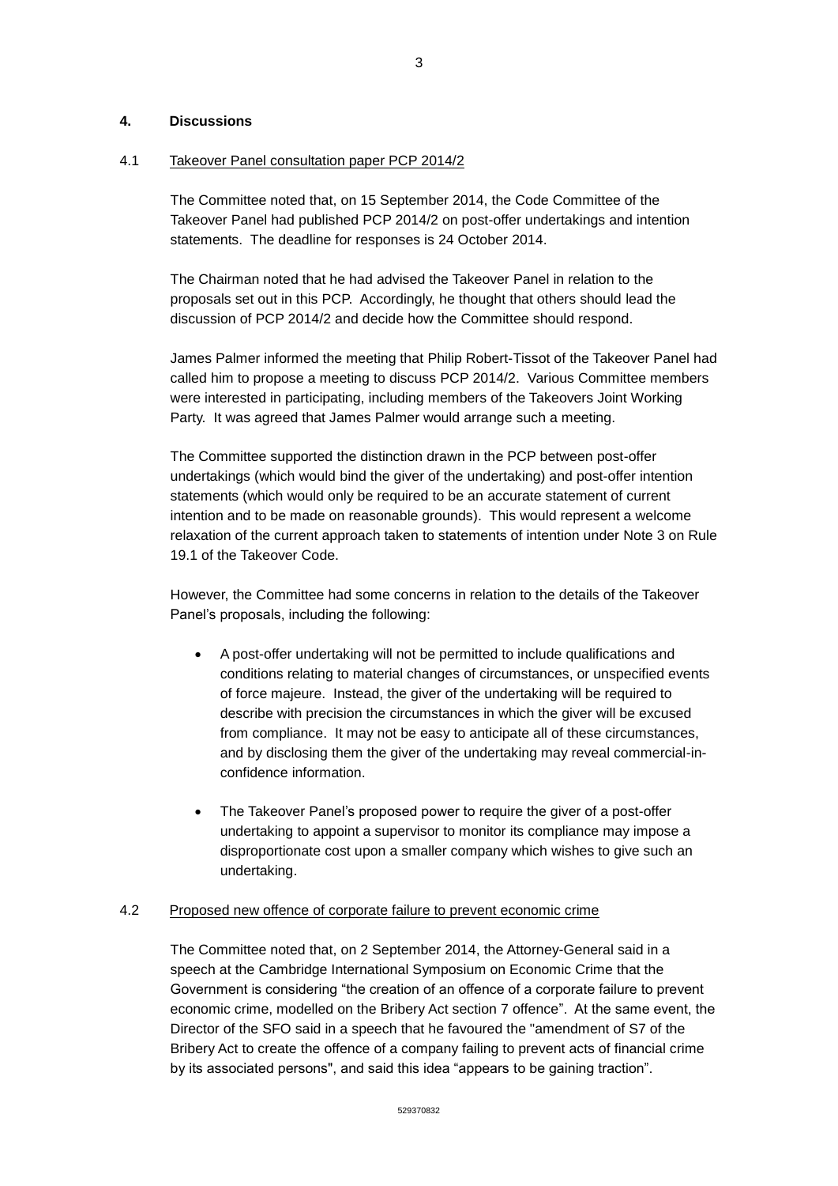## 4. Discussions

### 4.1 Takeover Panel consultation paper PCP 2014/2

The Committee noted that, on 15 September 2014, the Code Committee of the Takeover Panel had published PCP 2014/2 on post-offer undertakings and intention statements. The deadline for responses is 24 October 2014.

The Chairman noted that he had advised the Takeover Panel in relation to the proposals set out in this PCP. Accordingly, he thought that others should lead the discussion of PCP 2014/2 and decide how the Committee should respond.

James Palmer informed the meeting that Philip Robert-Tissot of the Takeover Panel had called him to propose a meeting to discuss PCP 2014/2. Various Committee members were interested in participating, including members of the Takeovers Joint Working Party. It was agreed that James Palmer would arrange such a meeting.

The Committee supported the distinction drawn in the PCP between post-offer undertakings (which would bind the giver of the undertaking) and post-offer intention statements (which would only be required to be an accurate statement of current intention and to be made on reasonable grounds). This would represent a welcome relaxation of the current approach taken to statements of intention under Note 3 on Rule 19.1 of the Takeover Code.

However, the Committee had some concerns in relation to the details of the Takeover Panel's proposals, including the following:

- A post-offer undertaking will not be permitted to include qualifications and conditions relating to material changes of circumstances, or unspecified events of force majeure. Instead, the giver of the undertaking will be required to describe with precision the circumstances in which the giver will be excused from compliance. It may not be easy to anticipate all of these circumstances, and by disclosing them the giver of the undertaking may reveal commercial-in-confidence information.
- The Takeover Panel's proposed power to require the giver of a post-offer undertaking to appoint a supervisor to monitor its compliance may impose a disproportionate cost upon a smaller company which wishes to give such an undertaking.

### 4.2 Proposed new offence of corporate failure to prevent economic crime

The Committee noted that, on 2 September 2014, the Attorney-General said in a speech at the Cambridge International Symposium on Economic Crime that the Government is considering "the creation of an offence of a corporate failure to prevent economic crime, modelled on the Bribery Act section 7 offence". At the same event, the Director of the SFO said in a speech that he favoured the "amendment of S7 of the Bribery Act to create the offence of a company failing to prevent acts of financial crime by its associated persons", and said this idea "appears to be gaining traction".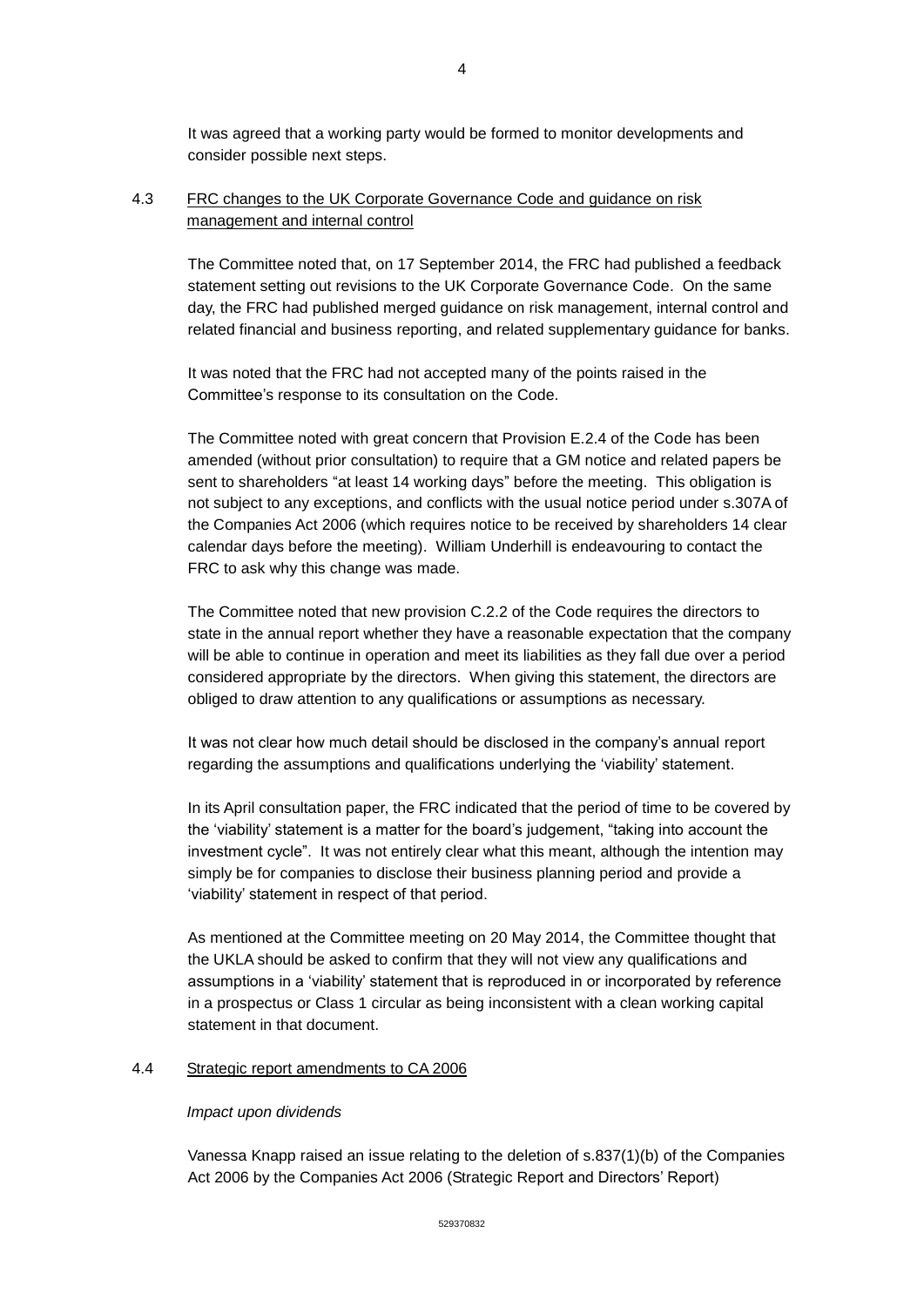It was agreed that a working party would be formed to monitor developments and consider possible next steps.

### 4.3 FRC changes to the UK Corporate Governance Code and guidance on risk management and internal control

The Committee noted that, on 17 September 2014, the FRC had published a feedback statement setting out revisions to the UK Corporate Governance Code. On the same day, the FRC had published merged guidance on risk management, internal control and related financial and business reporting, and related supplementary guidance for banks.

It was noted that the FRC had not accepted many of the points raised in the Committee's response to its consultation on the Code.

The Committee noted with great concern that Provision E.2.4 of the Code has been amended (without prior consultation) to require that a GM notice and related papers be sent to shareholders "at least 14 working days" before the meeting. This obligation is not subject to any exceptions, and conflicts with the usual notice period under s.307A of the Companies Act 2006 (which requires notice to be received by shareholders 14 clear calendar days before the meeting). William Underhill is endeavouring to contact the FRC to ask why this change was made.

The Committee noted that new provision C.2.2 of the Code requires the directors to state in the annual report whether they have a reasonable expectation that the company will be able to continue in operation and meet its liabilities as they fall due over a period considered appropriate by the directors. When giving this statement, the directors are obliged to draw attention to any qualifications or assumptions as necessary.

It was not clear how much detail should be disclosed in the company's annual report regarding the assumptions and qualifications underlying the 'viability' statement.

In its April consultation paper, the FRC indicated that the period of time to be covered by the 'viability' statement is a matter for the board's judgement, "taking into account the investment cycle". It was not entirely clear what this meant, although the intention may simply be for companies to disclose their business planning period and provide a 'viability' statement in respect of that period.

As mentioned at the Committee meeting on 20 May 2014, the Committee thought that the UKLA should be asked to confirm that they will not view any qualifications and assumptions in a 'viability' statement that is reproduced in or incorporated by reference in a prospectus or Class 1 circular as being inconsistent with a clean working capital statement in that document.

### 4.4 Strategic report amendments to CA 2006

*Impact upon dividends*

Vanessa Knapp raised an issue relating to the deletion of s.837(1)(b) of the Companies Act 2006 by the Companies Act 2006 (Strategic Report and Directors' Report)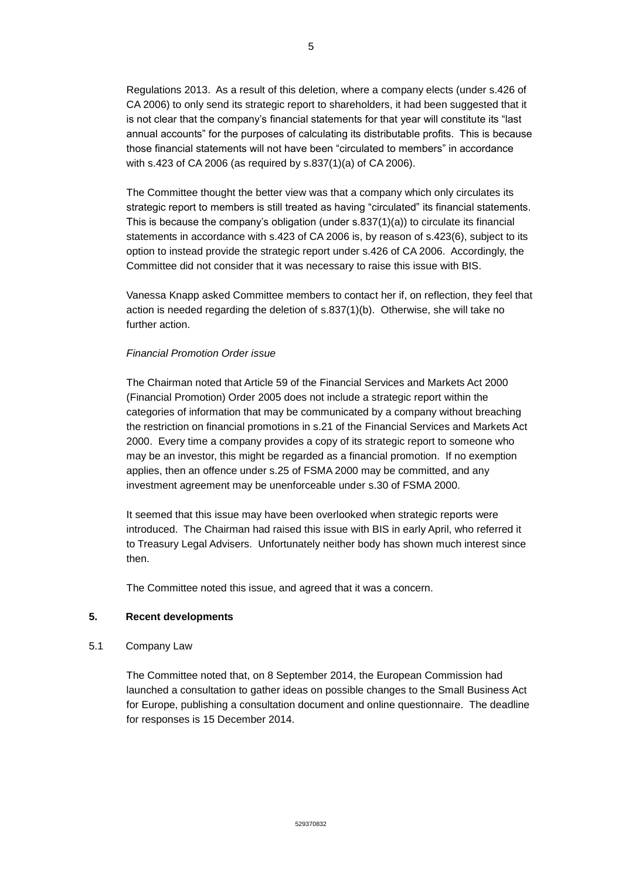Regulations 2013. As a result of this deletion, where a company elects (under s.426 of CA 2006) to only send its strategic report to shareholders, it had been suggested that it is not clear that the company's financial statements for that year will constitute its "last annual accounts" for the purposes of calculating its distributable profits. This is because those financial statements will not have been "circulated to members" in accordance with s.423 of CA 2006 (as required by s.837(1)(a) of CA 2006).

The Committee thought the better view was that a company which only circulates its strategic report to members is still treated as having "circulated" its financial statements. This is because the company's obligation (under s.837(1)(a)) to circulate its financial statements in accordance with s.423 of CA 2006 is, by reason of s.423(6), subject to its option to instead provide the strategic report under s.426 of CA 2006. Accordingly, the Committee did not consider that it was necessary to raise this issue with BIS.

Vanessa Knapp asked Committee members to contact her if, on reflection, they feel that action is needed regarding the deletion of s.837(1)(b). Otherwise, she will take no further action.

*Financial Promotion Order issue*

The Chairman noted that Article 59 of the Financial Services and Markets Act 2000 (Financial Promotion) Order 2005 does not include a strategic report within the categories of information that may be communicated by a company without breaching the restriction on financial promotions in s.21 of the Financial Services and Markets Act 2000. Every time a company provides a copy of its strategic report to someone who may be an investor, this might be regarded as a financial promotion. If no exemption applies, then an offence under s.25 of FSMA 2000 may be committed, and any investment agreement may be unenforceable under s.30 of FSMA 2000.

It seemed that this issue may have been overlooked when strategic reports were introduced. The Chairman had raised this issue with BIS in early April, who referred it to Treasury Legal Advisers. Unfortunately neither body has shown much interest since then.

The Committee noted this issue, and agreed that it was a concern.

## 5. Recent developments

5.1 Company Law

The Committee noted that, on 8 September 2014, the European Commission had launched a consultation to gather ideas on possible changes to the Small Business Act for Europe, publishing a consultation document and online questionnaire. The deadline for responses is 15 December 2014.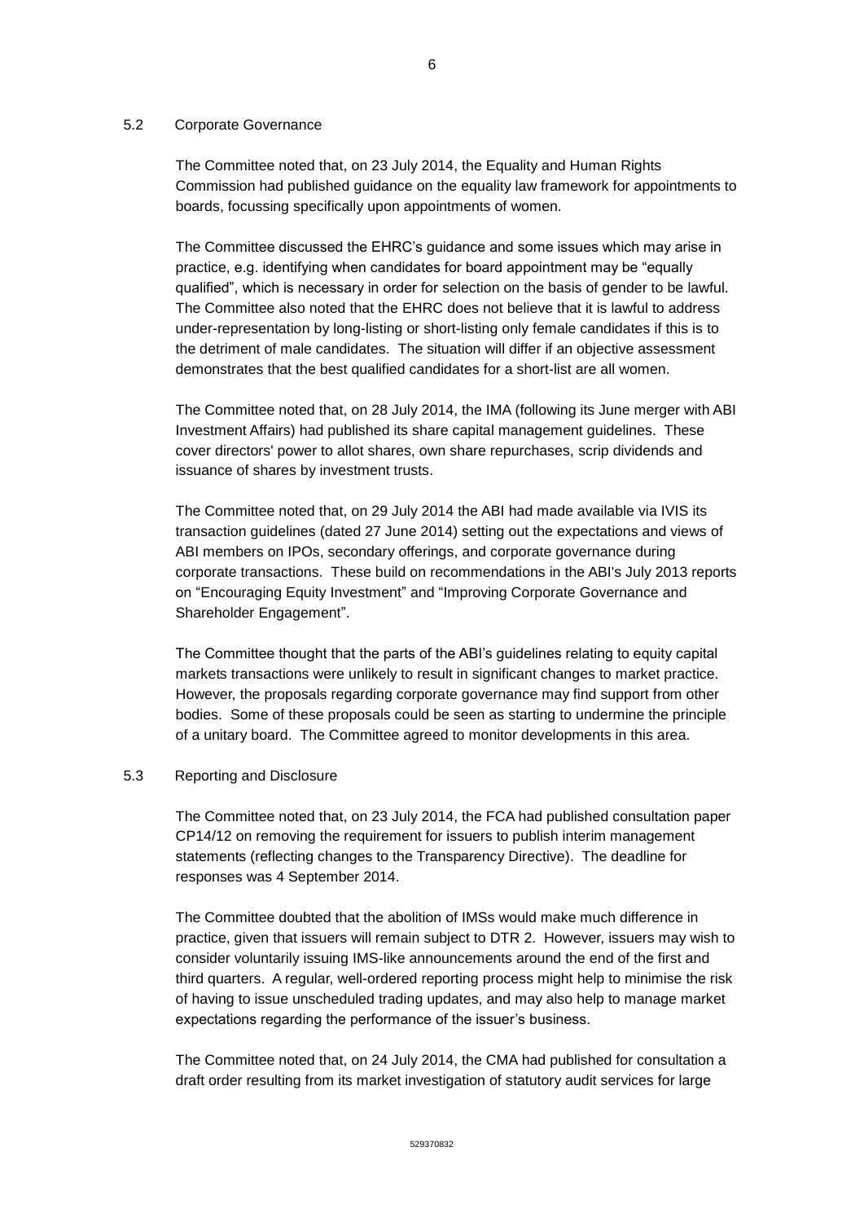### 5.2 Corporate Governance

The Committee noted that, on 23 July 2014, the Equality and Human Rights Commission had published guidance on the equality law framework for appointments to boards, focussing specifically upon appointments of women.

The Committee discussed the EHRC's guidance and some issues which may arise in practice, e.g. identifying when candidates for board appointment may be "equally qualified", which is necessary in order for selection on the basis of gender to be lawful. The Committee also noted that the EHRC does not believe that it is lawful to address under-representation by long-listing or short-listing only female candidates if this is to the detriment of male candidates. The situation will differ if an objective assessment demonstrates that the best qualified candidates for a short-list are all women.

The Committee noted that, on 28 July 2014, the IMA (following its June merger with ABI Investment Affairs) had published its share capital management guidelines. These cover directors' power to allot shares, own share repurchases, scrip dividends and issuance of shares by investment trusts.

The Committee noted that, on 29 July 2014 the ABI had made available via IVIS its transaction guidelines (dated 27 June 2014) setting out the expectations and views of ABI members on IPOs, secondary offerings, and corporate governance during corporate transactions. These build on recommendations in the ABI's July 2013 reports on "Encouraging Equity Investment" and "Improving Corporate Governance and Shareholder Engagement".

The Committee thought that the parts of the ABI's guidelines relating to equity capital markets transactions were unlikely to result in significant changes to market practice. However, the proposals regarding corporate governance may find support from other bodies. Some of these proposals could be seen as starting to undermine the principle of a unitary board. The Committee agreed to monitor developments in this area.

### 5.3 Reporting and Disclosure

The Committee noted that, on 23 July 2014, the FCA had published consultation paper CP14/12 on removing the requirement for issuers to publish interim management statements (reflecting changes to the Transparency Directive). The deadline for responses was 4 September 2014.

The Committee doubted that the abolition of IMSs would make much difference in practice, given that issuers will remain subject to DTR 2. However, issuers may wish to consider voluntarily issuing IMS-like announcements around the end of the first and third quarters. A regular, well-ordered reporting process might help to minimise the risk of having to issue unscheduled trading updates, and may also help to manage market expectations regarding the performance of the issuer's business.

The Committee noted that, on 24 July 2014, the CMA had published for consultation a draft order resulting from its market investigation of statutory audit services for large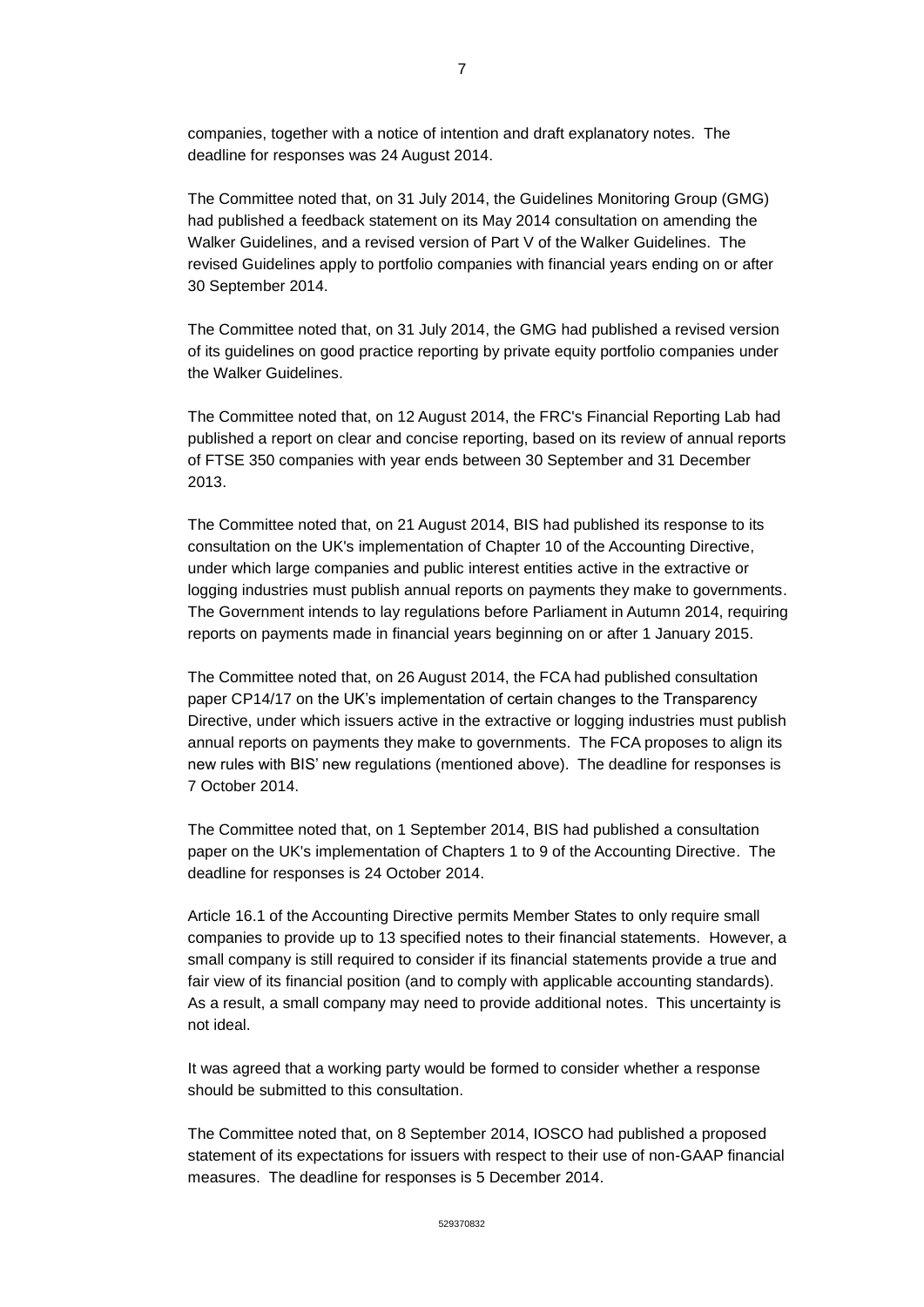companies, together with a notice of intention and draft explanatory notes. The deadline for responses was 24 August 2014.

The Committee noted that, on 31 July 2014, the Guidelines Monitoring Group (GMG) had published a feedback statement on its May 2014 consultation on amending the Walker Guidelines, and a revised version of Part V of the Walker Guidelines. The revised Guidelines apply to portfolio companies with financial years ending on or after 30 September 2014.

The Committee noted that, on 31 July 2014, the GMG had published a revised version of its guidelines on good practice reporting by private equity portfolio companies under the Walker Guidelines.

The Committee noted that, on 12 August 2014, the FRC's Financial Reporting Lab had published a report on clear and concise reporting, based on its review of annual reports of FTSE 350 companies with year ends between 30 September and 31 December 2013.

The Committee noted that, on 21 August 2014, BIS had published its response to its consultation on the UK's implementation of Chapter 10 of the Accounting Directive, under which large companies and public interest entities active in the extractive or logging industries must publish annual reports on payments they make to governments. The Government intends to lay regulations before Parliament in Autumn 2014, requiring reports on payments made in financial years beginning on or after 1 January 2015.

The Committee noted that, on 26 August 2014, the FCA had published consultation paper CP14/17 on the UK's implementation of certain changes to the Transparency Directive, under which issuers active in the extractive or logging industries must publish annual reports on payments they make to governments. The FCA proposes to align its new rules with BIS' new regulations (mentioned above). The deadline for responses is 7 October 2014.

The Committee noted that, on 1 September 2014, BIS had published a consultation paper on the UK's implementation of Chapters 1 to 9 of the Accounting Directive. The deadline for responses is 24 October 2014.

Article 16.1 of the Accounting Directive permits Member States to only require small companies to provide up to 13 specified notes to their financial statements. However, a small company is still required to consider if its financial statements provide a true and fair view of its financial position (and to comply with applicable accounting standards). As a result, a small company may need to provide additional notes. This uncertainty is not ideal.

It was agreed that a working party would be formed to consider whether a response should be submitted to this consultation.

The Committee noted that, on 8 September 2014, IOSCO had published a proposed statement of its expectations for issuers with respect to their use of non-GAAP financial measures. The deadline for responses is 5 December 2014.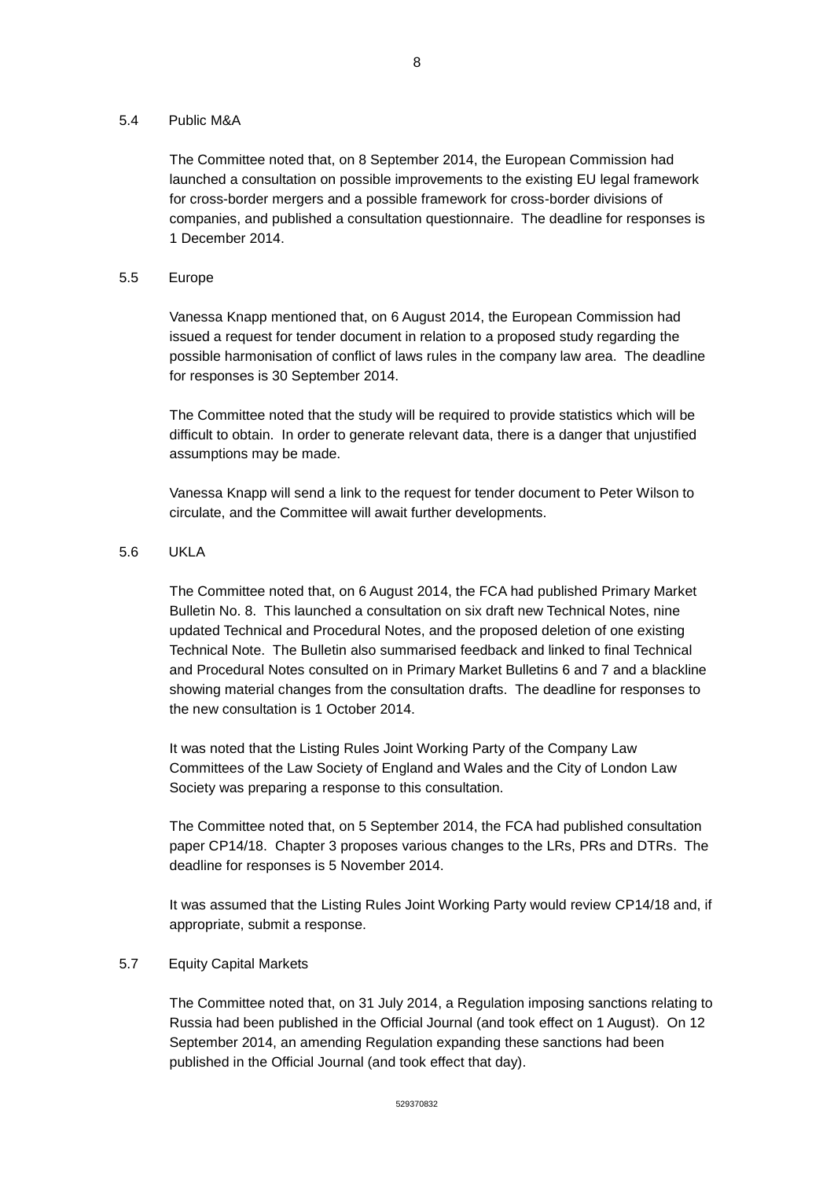5.4 Public M&A

The Committee noted that, on 8 September 2014, the European Commission had launched a consultation on possible improvements to the existing EU legal framework for cross-border mergers and a possible framework for cross-border divisions of companies, and published a consultation questionnaire. The deadline for responses is 1 December 2014.

5.5 Europe

Vanessa Knapp mentioned that, on 6 August 2014, the European Commission had issued a request for tender document in relation to a proposed study regarding the possible harmonisation of conflict of laws rules in the company law area. The deadline for responses is 30 September 2014.

The Committee noted that the study will be required to provide statistics which will be difficult to obtain. In order to generate relevant data, there is a danger that unjustified assumptions may be made.

Vanessa Knapp will send a link to the request for tender document to Peter Wilson to circulate, and the Committee will await further developments.

5.6 UKLA

The Committee noted that, on 6 August 2014, the FCA had published Primary Market Bulletin No. 8. This launched a consultation on six draft new Technical Notes, nine updated Technical and Procedural Notes, and the proposed deletion of one existing Technical Note. The Bulletin also summarised feedback and linked to final Technical and Procedural Notes consulted on in Primary Market Bulletins 6 and 7 and a blackline showing material changes from the consultation drafts. The deadline for responses to the new consultation is 1 October 2014.

It was noted that the Listing Rules Joint Working Party of the Company Law Committees of the Law Society of England and Wales and the City of London Law Society was preparing a response to this consultation.

The Committee noted that, on 5 September 2014, the FCA had published consultation paper CP14/18. Chapter 3 proposes various changes to the LRs, PRs and DTRs. The deadline for responses is 5 November 2014.

It was assumed that the Listing Rules Joint Working Party would review CP14/18 and, if appropriate, submit a response.

5.7 Equity Capital Markets

The Committee noted that, on 31 July 2014, a Regulation imposing sanctions relating to Russia had been published in the Official Journal (and took effect on 1 August). On 12 September 2014, an amending Regulation expanding these sanctions had been published in the Official Journal (and took effect that day).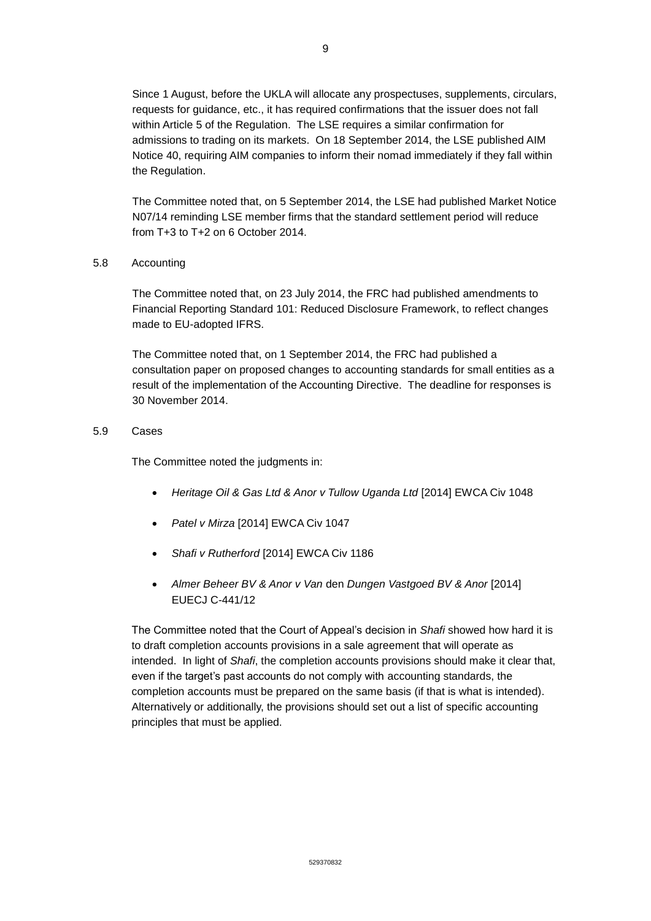Since 1 August, before the UKLA will allocate any prospectuses, supplements, circulars, requests for guidance, etc., it has required confirmations that the issuer does not fall within Article 5 of the Regulation. The LSE requires a similar confirmation for admissions to trading on its markets. On 18 September 2014, the LSE published AIM Notice 40, requiring AIM companies to inform their nomad immediately if they fall within the Regulation.

The Committee noted that, on 5 September 2014, the LSE had published Market Notice N07/14 reminding LSE member firms that the standard settlement period will reduce from T+3 to T+2 on 6 October 2014.

5.8 Accounting

The Committee noted that, on 23 July 2014, the FRC had published amendments to Financial Reporting Standard 101: Reduced Disclosure Framework, to reflect changes made to EU-adopted IFRS.

The Committee noted that, on 1 September 2014, the FRC had published a consultation paper on proposed changes to accounting standards for small entities as a result of the implementation of the Accounting Directive. The deadline for responses is 30 November 2014.

5.9 Cases

The Committee noted the judgments in:

- *Heritage Oil & Gas Ltd & Anor v Tullow Uganda Ltd* [2014] EWCA Civ 1048
- *Patel v Mirza* [2014] EWCA Civ 1047
- *Shafi v Rutherford* [2014] EWCA Civ 1186
- *Almer Beheer BV & Anor v Van* den *Dungen Vastgoed BV & Anor* [2014] EUECJ C-441/12

The Committee noted that the Court of Appeal's decision in *Shafi* showed how hard it is to draft completion accounts provisions in a sale agreement that will operate as intended. In light of *Shafi*, the completion accounts provisions should make it clear that, even if the target's past accounts do not comply with accounting standards, the completion accounts must be prepared on the same basis (if that is what is intended). Alternatively or additionally, the provisions should set out a list of specific accounting principles that must be applied.

529370832